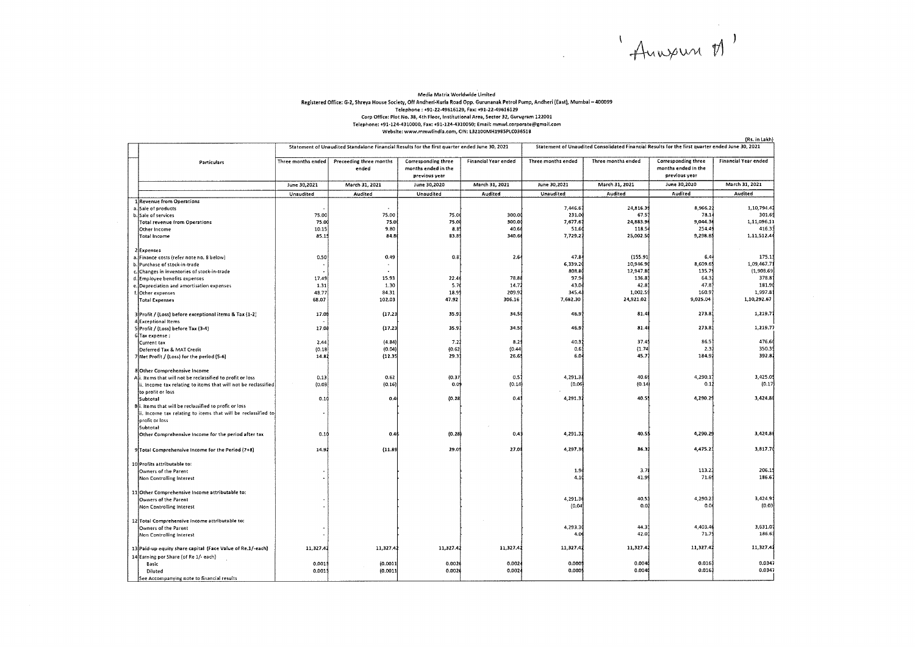'Annexure A'

**Media Matrix Worldwide Limited**

Registered Office: G-2, Shreya House Society, Off Andheri-Kurla Road Opp. Gurunanak Petrol Pump, Andheri (East), Mumbai – 400099
Telephone : +91-22-49616129, Fax: +91-22-49616129
Corp Office: Plot No. 38, 4th Floor, Institutional Area, Sector 32, Gurugram 122001
Telephone: +91-124-4310000, Fax: +91-124-4310050; Email: mmwl.corporate@gmail.com
Website: www.mmwlindia.com, CIN: L32100MH1985PLC036518

(Rs. in Lakh)

| | Particulars | Statement of Unaudited Standalone Financial Results for the first quarter ended June 30, 2021 | | | | Statement of Unaudited Consolidated Financial Results for the first quarter ended June 30, 2021 | | | |
|---|---|---|---|---|---|---|---|---|---|
| | | Three months ended | Preceeding three months ended | Corresponding three months ended in the previous year | Financial Year ended | Three months ended | Three months ended | Corresponding three months ended in the previous year | Financial Year ended |
| | | June 30,2021 | March 31, 2021 | June 30,2020 | March 31, 2021 | June 30,2021 | March 31, 2021 | June 30,2020 | March 31, 2021 |
| | | Unaudited | Audited | Unaudited | Audited | Unaudited | Audited | Audited | Audited |
| 1 | Revenue from Operations | | | | | | | | |
| a. | Sale of products | - | - | | | 7,446.67 | 24,816.39 | 8,966.22 | 1,10,794.42 |
| b. | Sale of services | 75.00 | 75.00 | 75.00 | 300.00 | 231.00 | 67.57 | 78.14 | 301.69 |
| | Total revenue from Operations | 75.00 | 75.00 | 75.00 | 300.00 | 7,677.67 | 24,883.96 | 9,044.36 | 1,11,096.11 |
| | Other Income | 10.15 | 9.80 | 8.85 | 40.66 | 51.60 | 118.54 | 254.49 | 416.33 |
| | Total Income | 85.15 | 84.80 | 83.85 | 340.66 | 7,729.27 | 25,002.50 | 9,298.85 | 1,11,512.44 |
| 2 | Expenses | | | | | | | | |
| a. | Finance costs (refer note no. 8 below) | 0.50 | 0.49 | 0.81 | 2.64 | 47.84 | (155.91) | 6.44 | 175.13 |
| b. | Purchase of stock-in-trade | - | - | | | 6,339.20 | 10,946.90 | 8,609.69 | 1,09,467.71 |
| c. | Changes in inventories of stock-in-trade | - | - | | | 808.80 | 12,947.80 | 135.79 | (1,908.69) |
| d. | Employee benefits expenses | 17.49 | 15.93 | 22.46 | 78.86 | 97.94 | 136.83 | 64.32 | 378.87 |
| e. | Depreciation and amortisation expenses | 1.31 | 1.30 | 5.70 | 14.72 | 43.04 | 42.83 | 47.87 | 181.90 |
| f. | Other expenses | 48.77 | 84.31 | 18.95 | 209.92 | 345.48 | 1,002.59 | 160.97 | 1,997.87 |
| | Total Expenses | 68.07 | 102.03 | 47.92 | 306.16 | 7,682.30 | 24,921.02 | 9,025.04 | 1,10,292.67 |
| 3 | Profit / (Loss) before exceptional items & Tax (1-2) | 17.08 | (17.23) | 35.93 | 34.50 | 46.97 | 81.48 | 273.81 | 1,219.77 |
| 4 | Exceptional Items | - | | | | | | | |
| 5 | Profit / (Loss) before Tax (3-4) | 17.08 | (17.23) | 35.93 | 34.50 | 46.97 | 81.48 | 273.81 | 1,219.77 |
| 6 | Tax expense : | | | | | | | | |
| | Current tax | 2.44 | (4.84) | 7.22 | 8.29 | 40.32 | 37.45 | 86.57 | 476.60 |
| | Deferred Tax & MAT Credit | (0.18) | (0.04) | (0.62) | (0.44) | 0.61 | (1.74) | 2.31 | 350.35 |
| 7 | Net Profit / (Loss) for the period (5-6) | 14.82 | (12.35) | 29.33 | 26.65 | 6.04 | 45.77 | 184.93 | 392.82 |
| 8 | Other Comprehensive Income | | | | | | | | |
| A | i. Items that will not be reclassified to profit or loss | 0.13 | 0.62 | (0.37) | 0.57 | 4,291.38 | 40.69 | 4,290.17 | 3,425.05 |
| | ii. Income tax relating to items that will not be reclassified to profit or loss | (0.03) | (0.16) | 0.09 | (0.14) | (0.06) | (0.14) | 0.12 | (0.17) |
| | Subtotal | 0.10 | 0.46 | (0.28) | 0.43 | 4,291.32 | 40.55 | 4,290.29 | 3,424.88 |
| B | i. Items that will be reclassified to profit or loss | | | | | | | | |
| | ii. Income tax relating to items that will be reclassified to profit or loss | - | | | | | | | |
| | Subtotal | | | | | | | | |
| | Other Comprehensive Income for the period after tax | 0.10 | 0.46 | (0.28) | 0.43 | 4,291.32 | 40.55 | 4,290.29 | 3,424.88 |
| 9 | Total Comprehensive Income for the Period (7+8) | 14.92 | (11.89) | 29.05 | 27.08 | 4,297.36 | 86.32 | 4,475.21 | 3,817.70 |
| 10 | Profits attributable to: | | | | | | | | |
| | Owners of the Parent | - | | | | 1.94 | 3.78 | 113.23 | 206.15 |
| | Non Controlling Interest | - | | | | 4.10 | 41.99 | 71.69 | 186.67 |
| 11 | Other Comprehensive Income attributable to: | | | | | | | | |
| | Owners of the Parent | - | | | | 4,291.36 | 40.53 | 4,290.23 | 3,424.91 |
| | Non Controlling Interest | - | | | | (0.04) | 0.02 | 0.06 | (0.03) |
| 12 | Total Comprehensive Income attributable to: | | | | | | | | |
| | Owners of the Parent | - | | | | 4,293.30 | 44.31 | 4,403.46 | 3,631.07 |
| | Non Controlling Interest | - | | | | 4.06 | 42.01 | 71.75 | 186.63 |
| 13 | Paid-up equity share capital (Face Value of Re.1/-each) | 11,327.42 | 11,327.42 | 11,327.42 | 11,327.42 | 11,327.42 | 11,327.42 | 11,327.42 | 11,327.42 |
| 14 | Earning per Share (of Re 1/- each) | | | | | | | | |
| | Basic | 0.0013 | (0.0011) | 0.0026 | 0.0024 | 0.0005 | 0.0040 | 0.0163 | 0.0347 |
| | Diluted | 0.0013 | (0.0011) | 0.0026 | 0.0024 | 0.0005 | 0.0040 | 0.0163 | 0.0347 |
| | See Accompanying note to financial results | | | | | | | | |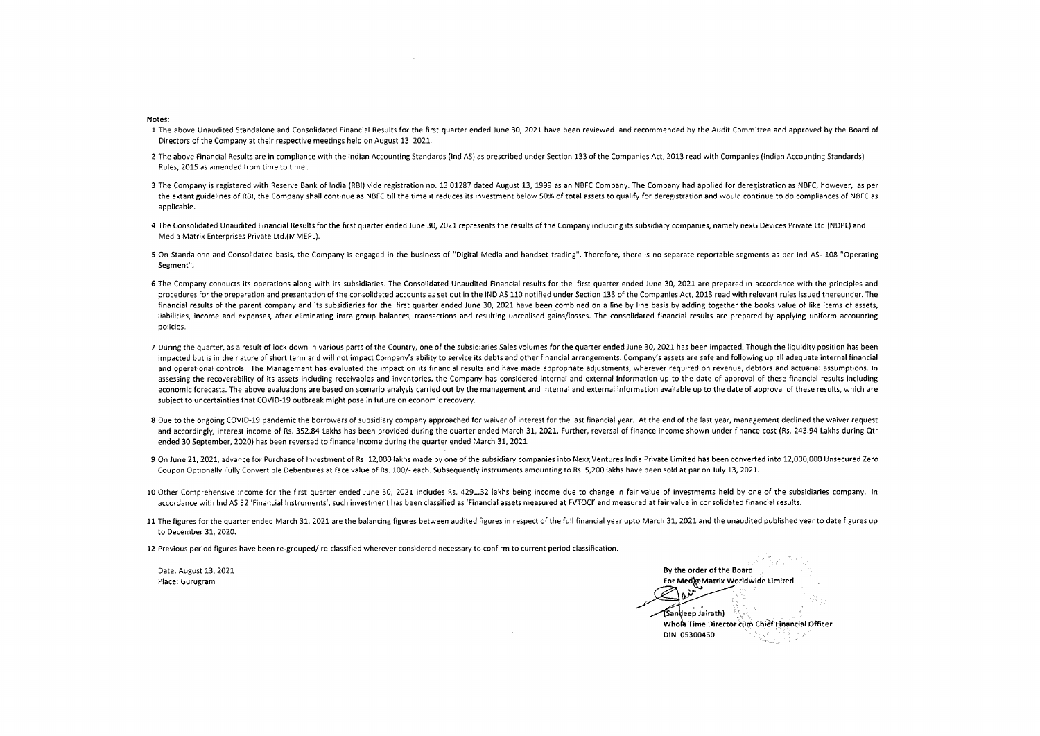**Notes:**

1. The above Unaudited Standalone and Consolidated Financial Results for the first quarter ended June 30, 2021 have been reviewed and recommended by the Audit Committee and approved by the Board of Directors of the Company at their respective meetings held on August 13, 2021.

2. The above Financial Results are in compliance with the Indian Accounting Standards (Ind AS) as prescribed under Section 133 of the Companies Act, 2013 read with Companies (Indian Accounting Standards) Rules, 2015 as amended from time to time .

3. The Company is registered with Reserve Bank of India (RBI) vide registration no. 13.01287 dated August 13, 1999 as an NBFC Company. The Company had applied for deregistration as NBFC, however, as per the extant guidelines of RBI, the Company shall continue as NBFC till the time it reduces its investment below 50% of total assets to qualify for deregistration and would continue to do compliances of NBFC as applicable.

4. The Consolidated Unaudited Financial Results for the first quarter ended June 30, 2021 represents the results of the Company including its subsidiary companies, namely nexG Devices Private Ltd.(NDPL) and Media Matrix Enterprises Private Ltd.(MMEPL).

5. On Standalone and Consolidated basis, the Company is engaged in the business of "Digital Media and handset trading". Therefore, there is no separate reportable segments as per Ind AS- 108 "Operating Segment".

6. The Company conducts its operations along with its subsidiaries. The Consolidated Unaudited Financial results for the first quarter ended June 30, 2021 are prepared in accordance with the principles and procedures for the preparation and presentation of the consolidated accounts as set out in the IND AS 110 notified under Section 133 of the Companies Act, 2013 read with relevant rules issued thereunder. The financial results of the parent company and its subsidiaries for the first quarter ended June 30, 2021 have been combined on a line by line basis by adding together the books value of like items of assets, liabilities, income and expenses, after eliminating intra group balances, transactions and resulting unrealised gains/losses. The consolidated financial results are prepared by applying uniform accounting policies.

7. During the quarter, as a result of lock down in various parts of the Country, one of the subsidiaries Sales volumes for the quarter ended June 30, 2021 has been impacted. Though the liquidity position has been impacted but is in the nature of short term and will not impact Company's ability to service its debts and other financial arrangements. Company's assets are safe and following up all adequate internal financial and operational controls. The Management has evaluated the impact on its financial results and have made appropriate adjustments, wherever required on revenue, debtors and actuarial assumptions. In assessing the recoverability of its assets including receivables and inventories, the Company has considered internal and external information up to the date of approval of these financial results including economic forecasts. The above evaluations are based on scenario analysis carried out by the management and internal and external information available up to the date of approval of these results, which are subject to uncertainties that COVID-19 outbreak might pose in future on economic recovery.

8. Due to the ongoing COVID-19 pandemic the borrowers of subsidiary company approached for waiver of interest for the last financial year. At the end of the last year, management declined the waiver request and accordingly, interest income of Rs. 352.84 Lakhs has been provided during the quarter ended March 31, 2021. Further, reversal of finance income shown under finance cost (Rs. 243.94 Lakhs during Qtr ended 30 September, 2020) has been reversed to finance income during the quarter ended March 31, 2021.

9. On June 21, 2021, advance for Purchase of Investment of Rs. 12,000 lakhs made by one of the subsidiary companies into Nexg Ventures India Private Limited has been converted into 12,000,000 Unsecured Zero Coupon Optionally Fully Convertible Debentures at face value of Rs. 100/- each. Subsequently instruments amounting to Rs. 5,200 lakhs have been sold at par on July 13, 2021.

10. Other Comprehensive Income for the first quarter ended June 30, 2021 includes Rs. 4291.32 lakhs being income due to change in fair value of Investments held by one of the subsidiaries company. In accordance with Ind AS 32 'Financial Instruments', such investment has been classified as 'Financial assets measured at FVTOCI' and measured at fair value in consolidated financial results.

11. The figures for the quarter ended March 31, 2021 are the balancing figures between audited figures in respect of the full financial year upto March 31, 2021 and the unaudited published year to date figures up to December 31, 2020.

12. Previous period figures have been re-grouped/ re-classified wherever considered necessary to confirm to current period classification.

Date: August 13, 2021
Place: Gurugram

**By the order of the Board**
**For Media Matrix Worldwide Limited**

(Sandeep Jairath)
**Whole Time Director cum Chief Financial Officer**
**DIN 05300460**